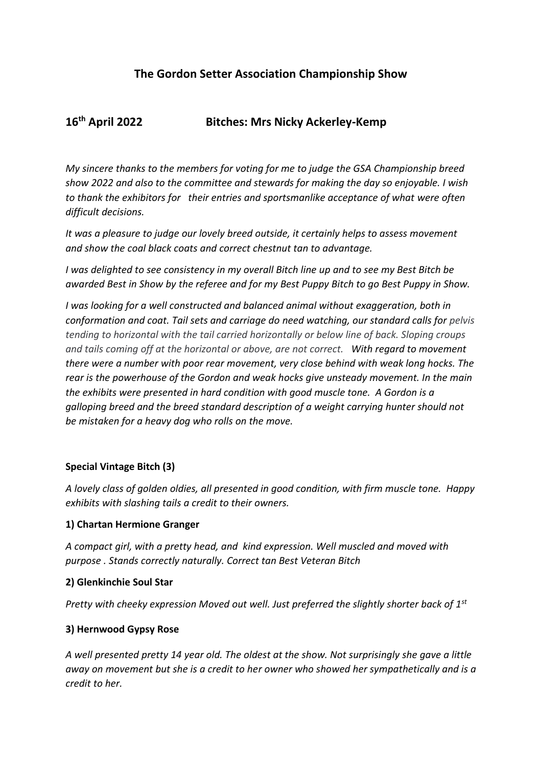# The Gordon Setter Association Championship Show

## 16th April 2022 Bitches: Mrs Nicky Ackerley-Kemp

*My sincere thanks to the members for voting for me to judge the GSA Championship breed show 2022 and also to the committee and stewards for making the day so enjoyable. I wish to thank the exhibitors for their entries and sportsmanlike acceptance of what were often difficult decisions.*

*It was a pleasure to judge our lovely breed outside, it certainly helps to assess movement and show the coal black coats and correct chestnut tan to advantage.*

*I was delighted to see consistency in my overall Bitch line up and to see my Best Bitch be awarded Best in Show by the referee and for my Best Puppy Bitch to go Best Puppy in Show.*

*I was looking for a well constructed and balanced animal without exaggeration, both in conformation and coat. Tail sets and carriage do need watching, our standard calls for pelvis tending to horizontal with the tail carried horizontally or below line of back. Sloping croups and tails coming off at the horizontal or above, are not correct. With regard to movement there were a number with poor rear movement, very close behind with weak long hocks. The rear is the powerhouse of the Gordon and weak hocks give unsteady movement. In the main the exhibits were presented in hard condition with good muscle tone. A Gordon is a galloping breed and the breed standard description of a weight carrying hunter should not be mistaken for a heavy dog who rolls on the move.*

**Special Vintage Bitch (3)**

*A lovely class of golden oldies, all presented in good condition, with firm muscle tone. Happy exhibits with slashing tails a credit to their owners.*

**1) Chartan Hermione Granger**

*A compact girl, with a pretty head, and kind expression. Well muscled and moved with purpose . Stands correctly naturally. Correct tan Best Veteran Bitch*

**2) Glenkinchie Soul Star**

*Pretty with cheeky expression Moved out well. Just preferred the slightly shorter back of 1st*

**3) Hernwood Gypsy Rose**

*A well presented pretty 14 year old. The oldest at the show. Not surprisingly she gave a little away on movement but she is a credit to her owner who showed her sympathetically and is a credit to her.*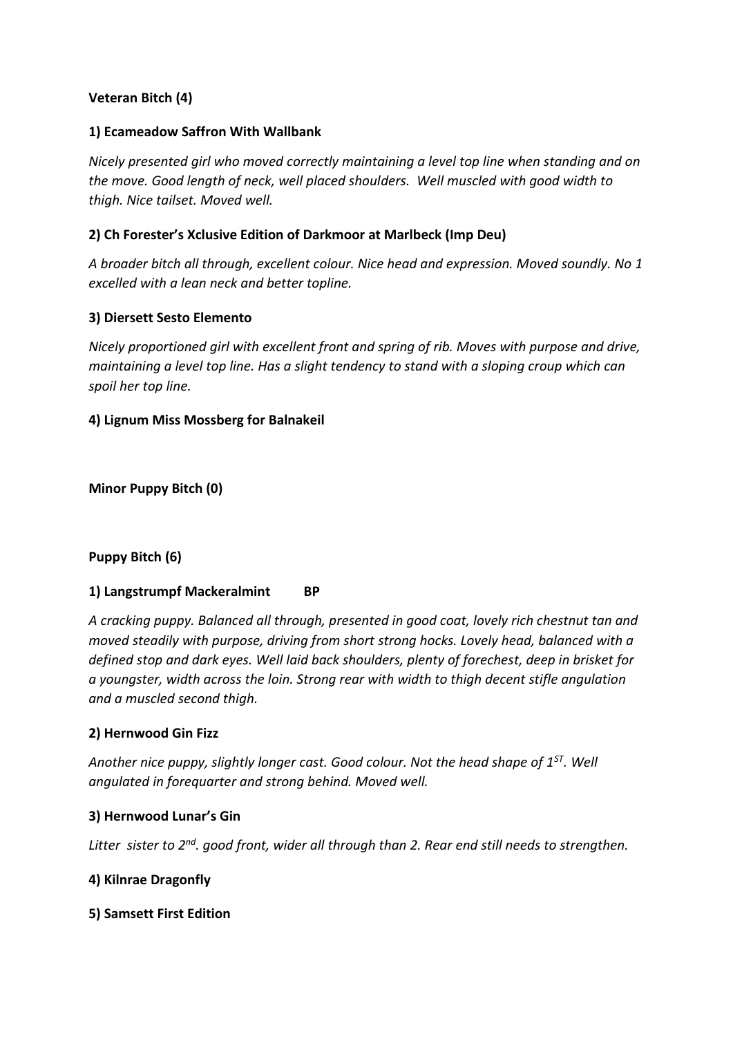**Veteran Bitch (4)**

**1) Ecameadow Saffron With Wallbank**

*Nicely presented girl who moved correctly maintaining a level top line when standing and on the move. Good length of neck, well placed shoulders.  Well muscled with good width to thigh. Nice tailset. Moved well.*

**2) Ch Forester's Xclusive Edition of Darkmoor at Marlbeck (Imp Deu)**

*A broader bitch all through, excellent colour. Nice head and expression. Moved soundly. No 1 excelled with a lean neck and better topline.*

**3) Diersett Sesto Elemento**

*Nicely proportioned girl with excellent front and spring of rib. Moves with purpose and drive, maintaining a level top line. Has a slight tendency to stand with a sloping croup which can spoil her top line.*

**4) Lignum Miss Mossberg for Balnakeil**

**Minor Puppy Bitch (0)**

**Puppy Bitch (6)**

**1) Langstrumpf Mackeralmint        BP**

*A cracking puppy. Balanced all through, presented in good coat, lovely rich chestnut tan and moved steadily with purpose, driving from short strong hocks. Lovely head, balanced with a defined stop and dark eyes. Well laid back shoulders, plenty of forechest, deep in brisket for a youngster, width across the loin. Strong rear with width to thigh decent stifle angulation and a muscled second thigh.*

**2) Hernwood Gin Fizz**

*Another nice puppy, slightly longer cast. Good colour. Not the head shape of 1ST. Well angulated in forequarter and strong behind. Moved well.*

**3) Hernwood Lunar's Gin**

*Litter  sister to 2nd. good front, wider all through than 2. Rear end still needs to strengthen.*

**4) Kilnrae Dragonfly**

**5) Samsett First Edition**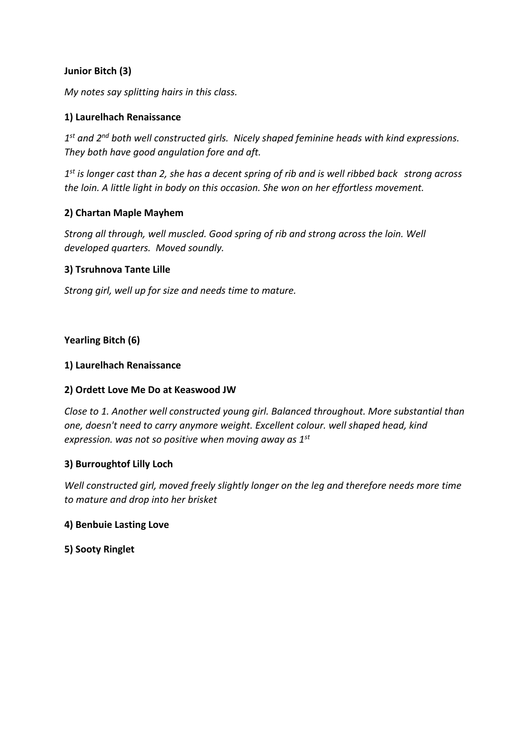**Junior Bitch (3)**

*My notes say splitting hairs in this class.*

**1) Laurelhach Renaissance**

*1st and 2nd both well constructed girls. Nicely shaped feminine heads with kind expressions. They both have good angulation fore and aft.*

*1st is longer cast than 2, she has a decent spring of rib and is well ribbed back strong across the loin. A little light in body on this occasion. She won on her effortless movement.*

**2) Chartan Maple Mayhem**

*Strong all through, well muscled. Good spring of rib and strong across the loin. Well developed quarters. Moved soundly.*

**3) Tsruhnova Tante Lille**

*Strong girl, well up for size and needs time to mature.*

**Yearling Bitch (6)**

**1) Laurelhach Renaissance**

**2) Ordett Love Me Do at Keaswood JW**

*Close to 1. Another well constructed young girl. Balanced throughout. More substantial than one, doesn't need to carry anymore weight. Excellent colour. well shaped head, kind expression. was not so positive when moving away as 1st*

**3) Burroughtof Lilly Loch**

*Well constructed girl, moved freely slightly longer on the leg and therefore needs more time to mature and drop into her brisket*

**4) Benbuie Lasting Love**

**5) Sooty Ringlet**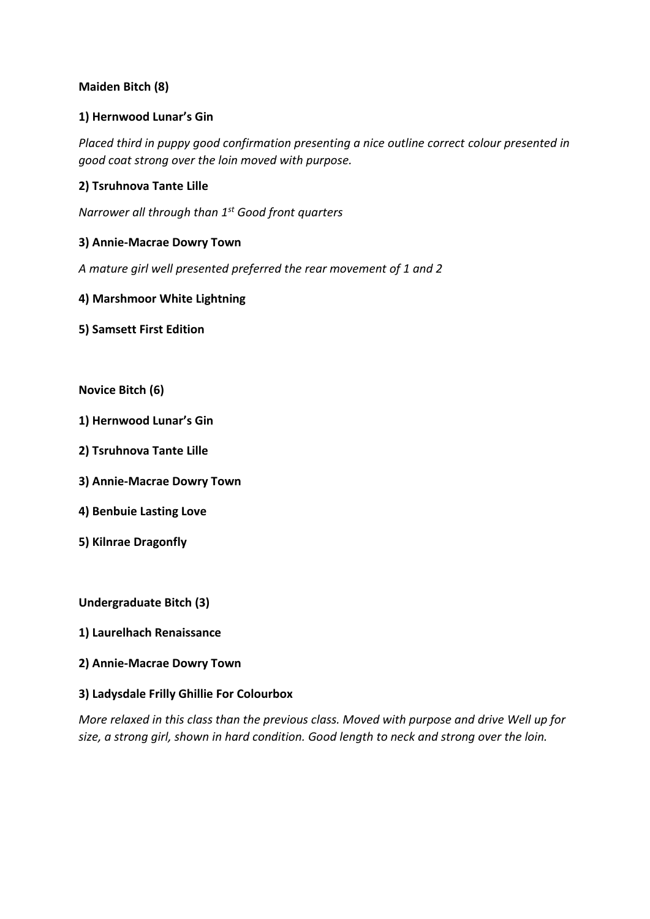**Maiden Bitch (8)**

**1) Hernwood Lunar's Gin**

*Placed third in puppy good confirmation presenting a nice outline correct colour presented in good coat strong over the loin moved with purpose.*

**2) Tsruhnova Tante Lille**

*Narrower all through than 1st Good front quarters*

**3) Annie-Macrae Dowry Town**

*A mature girl well presented preferred the rear movement of 1 and 2*

**4) Marshmoor White Lightning**

**5) Samsett First Edition**

**Novice Bitch (6)**

**1) Hernwood Lunar's Gin**

**2) Tsruhnova Tante Lille**

**3) Annie-Macrae Dowry Town**

**4) Benbuie Lasting Love**

**5) Kilnrae Dragonfly**

**Undergraduate Bitch (3)**

**1) Laurelhach Renaissance**

**2) Annie-Macrae Dowry Town**

**3) Ladysdale Frilly Ghillie For Colourbox**

*More relaxed in this class than the previous class. Moved with purpose and drive Well up for size, a strong girl, shown in hard condition. Good length to neck and strong over the loin.*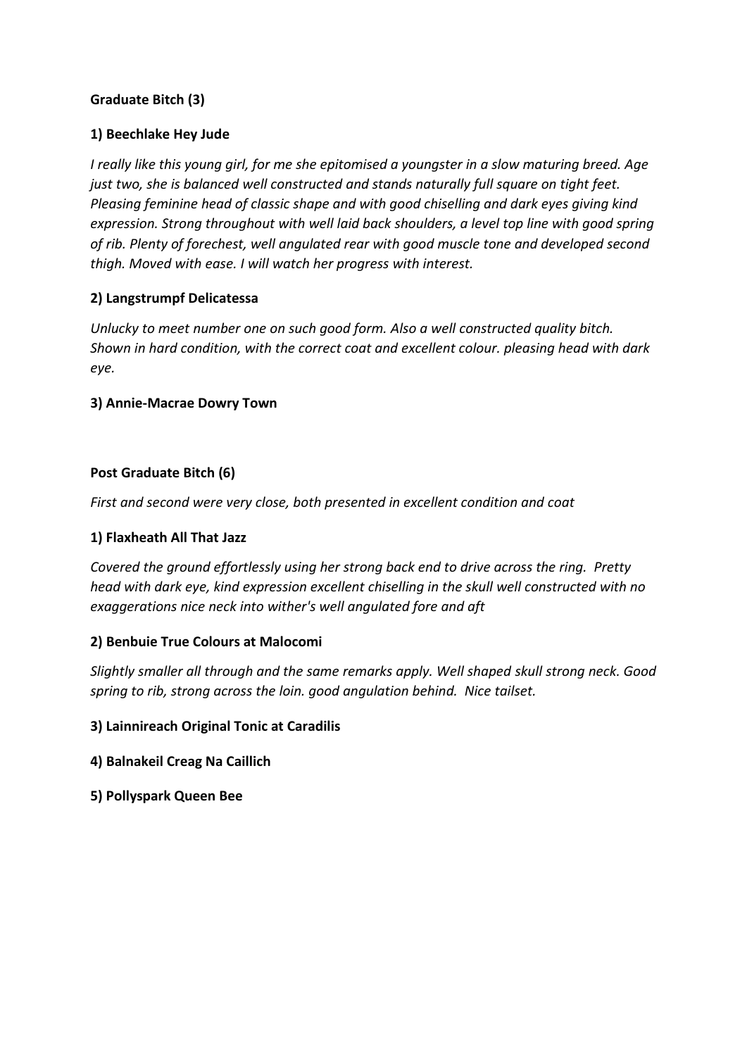**Graduate Bitch (3)**

**1) Beechlake Hey Jude**

*I really like this young girl, for me she epitomised a youngster in a slow maturing breed. Age just two, she is balanced well constructed and stands naturally full square on tight feet. Pleasing feminine head of classic shape and with good chiselling and dark eyes giving kind expression. Strong throughout with well laid back shoulders, a level top line with good spring of rib. Plenty of forechest, well angulated rear with good muscle tone and developed second thigh. Moved with ease. I will watch her progress with interest.*

**2) Langstrumpf Delicatessa**

*Unlucky to meet number one on such good form. Also a well constructed quality bitch. Shown in hard condition, with the correct coat and excellent colour. pleasing head with dark eye.*

**3) Annie-Macrae Dowry Town**

**Post Graduate Bitch (6)**

*First and second were very close, both presented in excellent condition and coat*

**1) Flaxheath All That Jazz**

*Covered the ground effortlessly using her strong back end to drive across the ring. Pretty head with dark eye, kind expression excellent chiselling in the skull well constructed with no exaggerations nice neck into wither's well angulated fore and aft*

**2) Benbuie True Colours at Malocomi**

*Slightly smaller all through and the same remarks apply. Well shaped skull strong neck. Good spring to rib, strong across the loin. good angulation behind. Nice tailset.*

**3) Lainnireach Original Tonic at Caradilis**

**4) Balnakeil Creag Na Caillich**

**5) Pollyspark Queen Bee**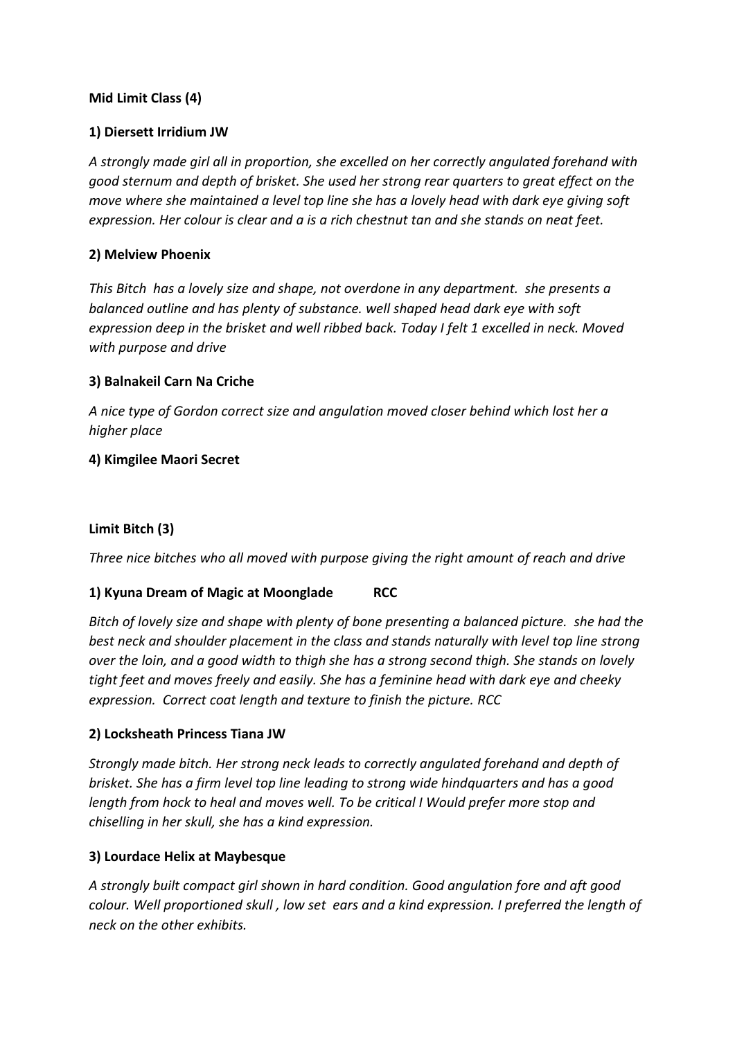**Mid Limit Class (4)**

**1) Diersett Irridium JW**

*A strongly made girl all in proportion, she excelled on her correctly angulated forehand with good sternum and depth of brisket. She used her strong rear quarters to great effect on the move where she maintained a level top line she has a lovely head with dark eye giving soft expression. Her colour is clear and a is a rich chestnut tan and she stands on neat feet.*

**2) Melview Phoenix**

*This Bitch has a lovely size and shape, not overdone in any department. she presents a balanced outline and has plenty of substance. well shaped head dark eye with soft expression deep in the brisket and well ribbed back. Today I felt 1 excelled in neck. Moved with purpose and drive*

**3) Balnakeil Carn Na Criche**

*A nice type of Gordon correct size and angulation moved closer behind which lost her a higher place*

**4) Kimgilee Maori Secret**

**Limit Bitch (3)**

*Three nice bitches who all moved with purpose giving the right amount of reach and drive*

**1) Kyuna Dream of Magic at Moonglade RCC**

*Bitch of lovely size and shape with plenty of bone presenting a balanced picture. she had the best neck and shoulder placement in the class and stands naturally with level top line strong over the loin, and a good width to thigh she has a strong second thigh. She stands on lovely tight feet and moves freely and easily. She has a feminine head with dark eye and cheeky expression. Correct coat length and texture to finish the picture. RCC*

**2) Locksheath Princess Tiana JW**

*Strongly made bitch. Her strong neck leads to correctly angulated forehand and depth of brisket. She has a firm level top line leading to strong wide hindquarters and has a good length from hock to heal and moves well. To be critical I Would prefer more stop and chiselling in her skull, she has a kind expression.*

**3) Lourdace Helix at Maybesque**

*A strongly built compact girl shown in hard condition. Good angulation fore and aft good colour. Well proportioned skull , low set ears and a kind expression. I preferred the length of neck on the other exhibits.*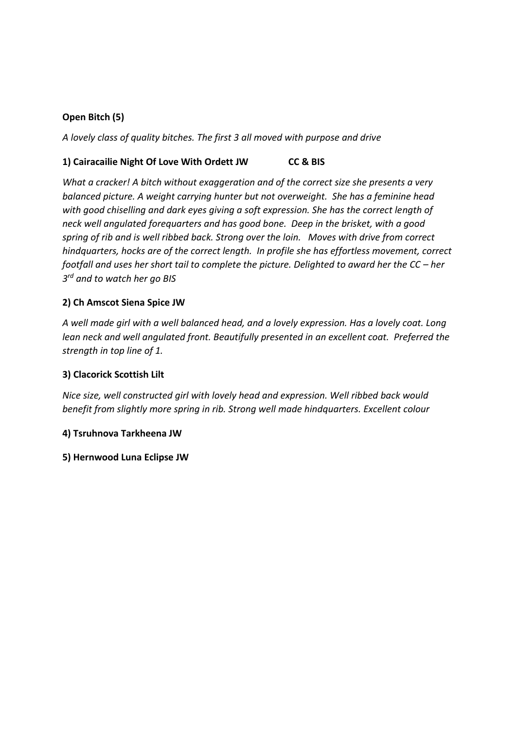**Open Bitch (5)**

*A lovely class of quality bitches. The first 3 all moved with purpose and drive*

**1) Cairacailie Night Of Love With Ordett JW CC & BIS**

*What a cracker! A bitch without exaggeration and of the correct size she presents a very balanced picture. A weight carrying hunter but not overweight. She has a feminine head with good chiselling and dark eyes giving a soft expression. She has the correct length of neck well angulated forequarters and has good bone. Deep in the brisket, with a good spring of rib and is well ribbed back. Strong over the loin. Moves with drive from correct hindquarters, hocks are of the correct length. In profile she has effortless movement, correct footfall and uses her short tail to complete the picture. Delighted to award her the CC – her 3rd and to watch her go BIS*

**2) Ch Amscot Siena Spice JW**

*A well made girl with a well balanced head, and a lovely expression. Has a lovely coat. Long lean neck and well angulated front. Beautifully presented in an excellent coat. Preferred the strength in top line of 1.*

**3) Clacorick Scottish Lilt**

*Nice size, well constructed girl with lovely head and expression. Well ribbed back would benefit from slightly more spring in rib. Strong well made hindquarters. Excellent colour*

**4) Tsruhnova Tarkheena JW**

**5) Hernwood Luna Eclipse JW**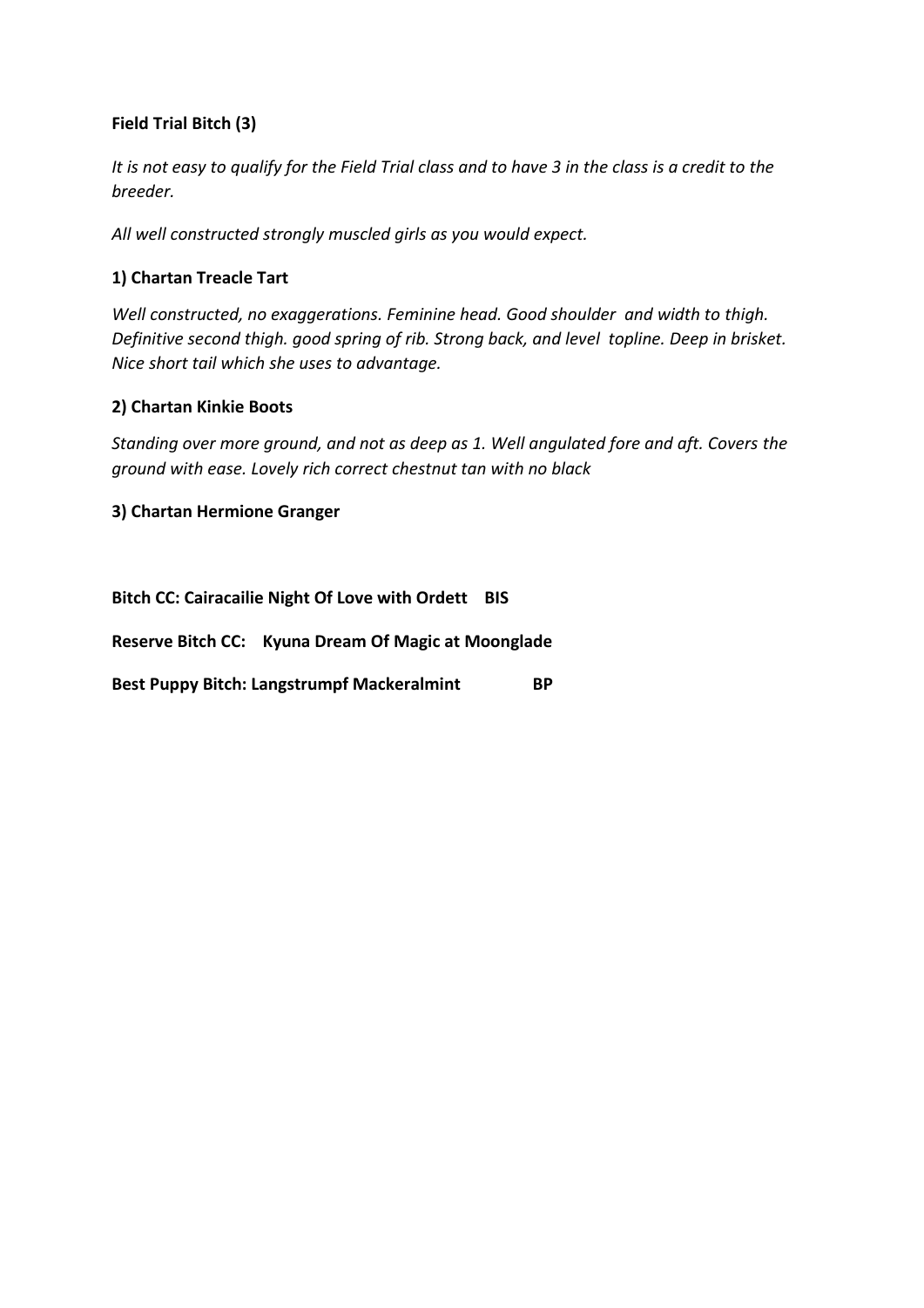**Field Trial Bitch (3)**

*It is not easy to qualify for the Field Trial class and to have 3 in the class is a credit to the breeder.*

*All well constructed strongly muscled girls as you would expect.*

**1) Chartan Treacle Tart**

*Well constructed, no exaggerations. Feminine head. Good shoulder and width to thigh. Definitive second thigh. good spring of rib. Strong back, and level topline. Deep in brisket. Nice short tail which she uses to advantage.*

**2) Chartan Kinkie Boots**

*Standing over more ground, and not as deep as 1. Well angulated fore and aft. Covers the ground with ease. Lovely rich correct chestnut tan with no black*

**3) Chartan Hermione Granger**

**Bitch CC: Cairacailie Night Of Love with Ordett BIS**

**Reserve Bitch CC: Kyuna Dream Of Magic at Moonglade**

**Best Puppy Bitch: Langstrumpf Mackeralmint BP**